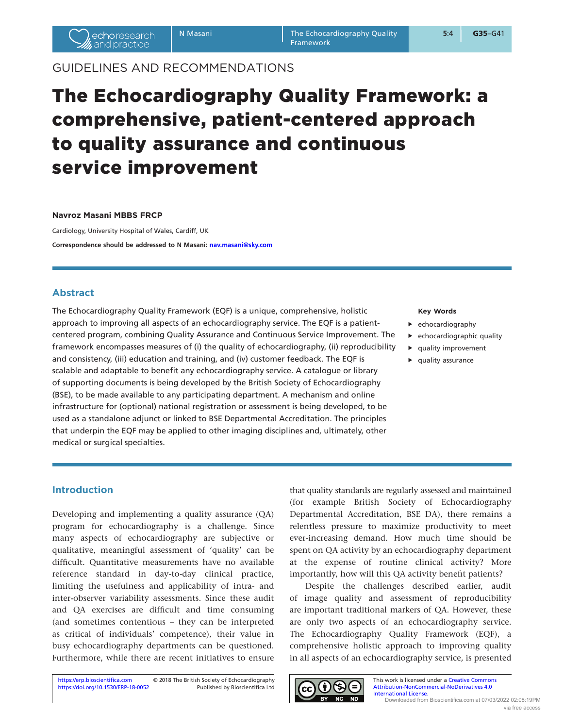GUIDELINES AND RECOMMENDATIONS

# The Echocardiography Quality Framework: a comprehensive, patient-centered approach to quality assurance and continuous service improvement

**Navroz Masani MBBS FRCP**

Cardiology, University Hospital of Wales, Cardiff, UK

**Correspondence should be addressed to N Masani: nav.masani@sky.com**

## Abstract

The Echocardiography Quality Framework (EQF) is a unique, comprehensive, holistic approach to improving all aspects of an echocardiography service. The EQF is a patient-centered program, combining Quality Assurance and Continuous Service Improvement. The framework encompasses measures of (i) the quality of echocardiography, (ii) reproducibility and consistency, (iii) education and training, and (iv) customer feedback. The EQF is scalable and adaptable to benefit any echocardiography service. A catalogue or library of supporting documents is being developed by the British Society of Echocardiography (BSE), to be made available to any participating department. A mechanism and online infrastructure for (optional) national registration or assessment is being developed, to be used as a standalone adjunct or linked to BSE Departmental Accreditation. The principles that underpin the EQF may be applied to other imaging disciplines and, ultimately, other medical or surgical specialties.

**Key Words**

- echocardiography
- echocardiographic quality
- quality improvement
- quality assurance

## Introduction

Developing and implementing a quality assurance (QA) program for echocardiography is a challenge. Since many aspects of echocardiography are subjective or qualitative, meaningful assessment of 'quality' can be difficult. Quantitative measurements have no available reference standard in day-to-day clinical practice, limiting the usefulness and applicability of intra- and inter-observer variability assessments. Since these audit and QA exercises are difficult and time consuming (and sometimes contentious – they can be interpreted as critical of individuals' competence), their value in busy echocardiography departments can be questioned. Furthermore, while there are recent initiatives to ensure that quality standards are regularly assessed and maintained (for example British Society of Echocardiography Departmental Accreditation, BSE DA), there remains a relentless pressure to maximize productivity to meet ever-increasing demand. How much time should be spent on QA activity by an echocardiography department at the expense of routine clinical activity? More importantly, how will this QA activity benefit patients?

Despite the challenges described earlier, audit of image quality and assessment of reproducibility are important traditional markers of QA. However, these are only two aspects of an echocardiography service. The Echocardiography Quality Framework (EQF), a comprehensive holistic approach to improving quality in all aspects of an echocardiography service, is presented

https://erp.bioscientifica.com
https://doi.org/10.1530/ERP-18-0052

© 2018 The British Society of Echocardiography
Published by Bioscientifica Ltd

This work is licensed under a Creative Commons Attribution-NonCommercial-NoDerivatives 4.0 International License.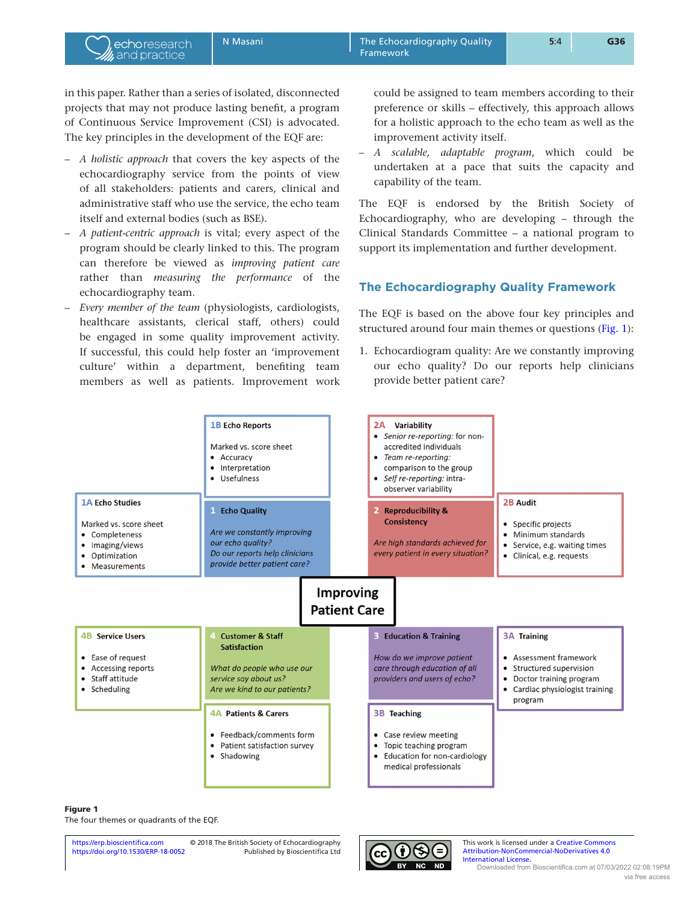in this paper. Rather than a series of isolated, disconnected projects that may not produce lasting benefit, a program of Continuous Service Improvement (CSI) is advocated. The key principles in the development of the EQF are:

- *A holistic approach* that covers the key aspects of the echocardiography service from the points of view of all stakeholders: patients and carers, clinical and administrative staff who use the service, the echo team itself and external bodies (such as BSE).
- *A patient-centric approach* is vital; every aspect of the program should be clearly linked to this. The program can therefore be viewed as *improving patient care* rather than *measuring the performance* of the echocardiography team.
- *Every member of the team* (physiologists, cardiologists, healthcare assistants, clerical staff, others) could be engaged in some quality improvement activity. If successful, this could help foster an 'improvement culture' within a department, benefiting team members as well as patients. Improvement work could be assigned to team members according to their preference or skills – effectively, this approach allows for a holistic approach to the echo team as well as the improvement activity itself.
- *A scalable, adaptable program*, which could be undertaken at a pace that suits the capacity and capability of the team.

The EQF is endorsed by the British Society of Echocardiography, who are developing – through the Clinical Standards Committee – a national program to support its implementation and further development.

## The Echocardiography Quality Framework

The EQF is based on the above four key principles and structured around four main themes or questions (Fig. 1):

1. Echocardiogram quality: Are we constantly improving our echo quality? Do our reports help clinicians provide better patient care?

**Improving Patient Care**

**1 Echo Quality**
*Are we constantly improving our echo quality? Do our reports help clinicians provide better patient care?*

**1A Echo Studies**
Marked vs. score sheet
- Completeness
- Imaging/views
- Optimization
- Measurements

**1B Echo Reports**
Marked vs. score sheet
- Accuracy
- Interpretation
- Usefulness

**2 Reproducibility & Consistency**
*Are high standards achieved for every patient in every situation?*

**2A Variability**
- *Senior re-reporting:* for non-accredited individuals
- *Team re-reporting:* comparison to the group
- *Self re-reporting:* intra-observer variability

**2B Audit**
- Specific projects
- Minimum standards
- Service, e.g. waiting times
- Clinical, e.g. requests

**3 Education & Training**
*How do we improve patient care through education of all providers and users of echo?*

**3A Training**
- Assessment framework
- Structured supervision
- Doctor training program
- Cardiac physiologist training program

**3B Teaching**
- Case review meeting
- Topic teaching program
- Education for non-cardiology medical professionals

**4 Customer & Staff Satisfaction**
*What do people who use our service say about us? Are we kind to our patients?*

**4A Patients & Carers**
- Feedback/comments form
- Patient satisfaction survey
- Shadowing

**4B Service Users**
- Ease of request
- Accessing reports
- Staff attitude
- Scheduling

**Figure 1**
The four themes or quadrants of the EQF.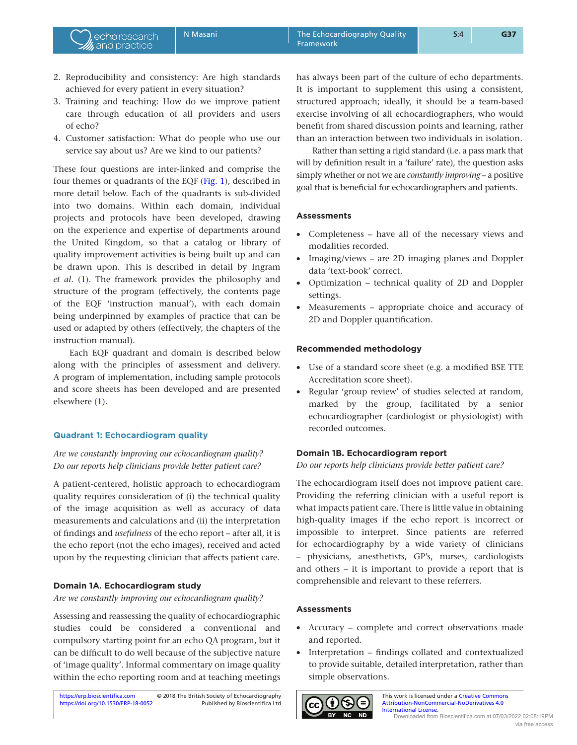2. Reproducibility and consistency: Are high standards achieved for every patient in every situation?
3. Training and teaching: How do we improve patient care through education of all providers and users of echo?
4. Customer satisfaction: What do people who use our service say about us? Are we kind to our patients?

These four questions are inter-linked and comprise the four themes or quadrants of the EQF (Fig. 1), described in more detail below. Each of the quadrants is sub-divided into two domains. Within each domain, individual projects and protocols have been developed, drawing on the experience and expertise of departments around the United Kingdom, so that a catalog or library of quality improvement activities is being built up and can be drawn upon. This is described in detail by Ingram *et al*. (1). The framework provides the philosophy and structure of the program (effectively, the contents page of the EQF 'instruction manual'), with each domain being underpinned by examples of practice that can be used or adapted by others (effectively, the chapters of the instruction manual).

Each EQF quadrant and domain is described below along with the principles of assessment and delivery. A program of implementation, including sample protocols and score sheets has been developed and are presented elsewhere (1).

## Quadrant 1: Echocardiogram quality

*Are we constantly improving our echocardiogram quality? Do our reports help clinicians provide better patient care?*

A patient-centered, holistic approach to echocardiogram quality requires consideration of (i) the technical quality of the image acquisition as well as accuracy of data measurements and calculations and (ii) the interpretation of findings and *usefulness* of the echo report – after all, it is the echo report (not the echo images), received and acted upon by the requesting clinician that affects patient care.

### Domain 1A. Echocardiogram study

*Are we constantly improving our echocardiogram quality?*

Assessing and reassessing the quality of echocardiographic studies could be considered a conventional and compulsory starting point for an echo QA program, but it can be difficult to do well because of the subjective nature of 'image quality'. Informal commentary on image quality within the echo reporting room and at teaching meetings has always been part of the culture of echo departments. It is important to supplement this using a consistent, structured approach; ideally, it should be a team-based exercise involving of all echocardiographers, who would benefit from shared discussion points and learning, rather than an interaction between two individuals in isolation.

Rather than setting a rigid standard (i.e. a pass mark that will by definition result in a 'failure' rate), the question asks simply whether or not we are *constantly improving* – a positive goal that is beneficial for echocardiographers and patients.

#### Assessments

- Completeness – have all of the necessary views and modalities recorded.
- Imaging/views – are 2D imaging planes and Doppler data 'text-book' correct.
- Optimization – technical quality of 2D and Doppler settings.
- Measurements – appropriate choice and accuracy of 2D and Doppler quantification.

#### Recommended methodology

- Use of a standard score sheet (e.g. a modified BSE TTE Accreditation score sheet).
- Regular 'group review' of studies selected at random, marked by the group, facilitated by a senior echocardiographer (cardiologist or physiologist) with recorded outcomes.

### Domain 1B. Echocardiogram report

*Do our reports help clinicians provide better patient care?*

The echocardiogram itself does not improve patient care. Providing the referring clinician with a useful report is what impacts patient care. There is little value in obtaining high-quality images if the echo report is incorrect or impossible to interpret. Since patients are referred for echocardiography by a wide variety of clinicians – physicians, anesthetists, GP's, nurses, cardiologists and others – it is important to provide a report that is comprehensible and relevant to these referrers.

#### Assessments

- Accuracy – complete and correct observations made and reported.
- Interpretation – findings collated and contextualized to provide suitable, detailed interpretation, rather than simple observations.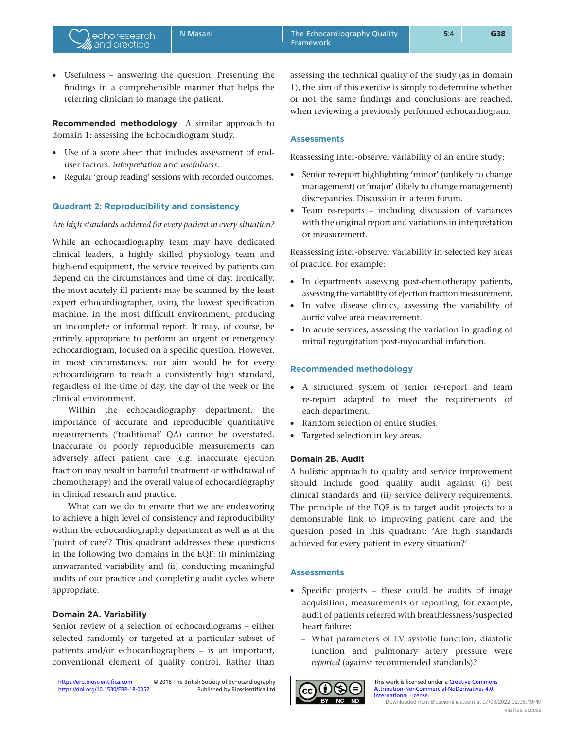- Usefulness – answering the question. Presenting the findings in a comprehensible manner that helps the referring clinician to manage the patient.

**Recommended methodology** A similar approach to domain 1: assessing the Echocardiogram Study.

- Use of a score sheet that includes assessment of end-user factors: *interpretation* and *usefulness*.
- Regular 'group reading' sessions with recorded outcomes.

### Quadrant 2: Reproducibility and consistency

*Are high standards achieved for every patient in every situation?*

While an echocardiography team may have dedicated clinical leaders, a highly skilled physiology team and high-end equipment, the service received by patients can depend on the circumstances and time of day. Ironically, the most acutely ill patients may be scanned by the least expert echocardiographer, using the lowest specification machine, in the most difficult environment, producing an incomplete or informal report. It may, of course, be entirely appropriate to perform an urgent or emergency echocardiogram, focused on a specific question. However, in most circumstances, our aim would be for every echocardiogram to reach a consistently high standard, regardless of the time of day, the day of the week or the clinical environment.

Within the echocardiography department, the importance of accurate and reproducible quantitative measurements ('traditional' QA) cannot be overstated. Inaccurate or poorly reproducible measurements can adversely affect patient care (e.g. inaccurate ejection fraction may result in harmful treatment or withdrawal of chemotherapy) and the overall value of echocardiography in clinical research and practice.

What can we do to ensure that we are endeavoring to achieve a high level of consistency and reproducibility within the echocardiography department as well as at the 'point of care'? This quadrant addresses these questions in the following two domains in the EQF: (i) minimizing unwarranted variability and (ii) conducting meaningful audits of our practice and completing audit cycles where appropriate.

#### Domain 2A. Variability

Senior review of a selection of echocardiograms – either selected randomly or targeted at a particular subset of patients and/or echocardiographers – is an important, conventional element of quality control. Rather than assessing the technical quality of the study (as in domain 1), the aim of this exercise is simply to determine whether or not the same findings and conclusions are reached, when reviewing a previously performed echocardiogram.

#### Assessments

Reassessing inter-observer variability of an entire study:

- Senior re-report highlighting 'minor' (unlikely to change management) or 'major' (likely to change management) discrepancies. Discussion in a team forum.
- Team re-reports – including discussion of variances with the original report and variations in interpretation or measurement.

Reassessing inter-observer variability in selected key areas of practice. For example:

- In departments assessing post-chemotherapy patients, assessing the variability of ejection fraction measurement.
- In valve disease clinics, assessing the variability of aortic valve area measurement.
- In acute services, assessing the variation in grading of mitral regurgitation post-myocardial infarction.

#### Recommended methodology

- A structured system of senior re-report and team re-report adapted to meet the requirements of each department.
- Random selection of entire studies.
- Targeted selection in key areas.

#### Domain 2B. Audit

A holistic approach to quality and service improvement should include good quality audit against (i) best clinical standards and (ii) service delivery requirements. The principle of the EQF is to target audit projects to a demonstrable link to improving patient care and the question posed in this quadrant: 'Are high standards achieved for every patient in every situation?'

#### Assessments

- Specific projects – these could be audits of image acquisition, measurements or reporting, for example, audit of patients referred with breathlessness/suspected heart failure:
  - What parameters of LV systolic function, diastolic function and pulmonary artery pressure were *reported* (against recommended standards)?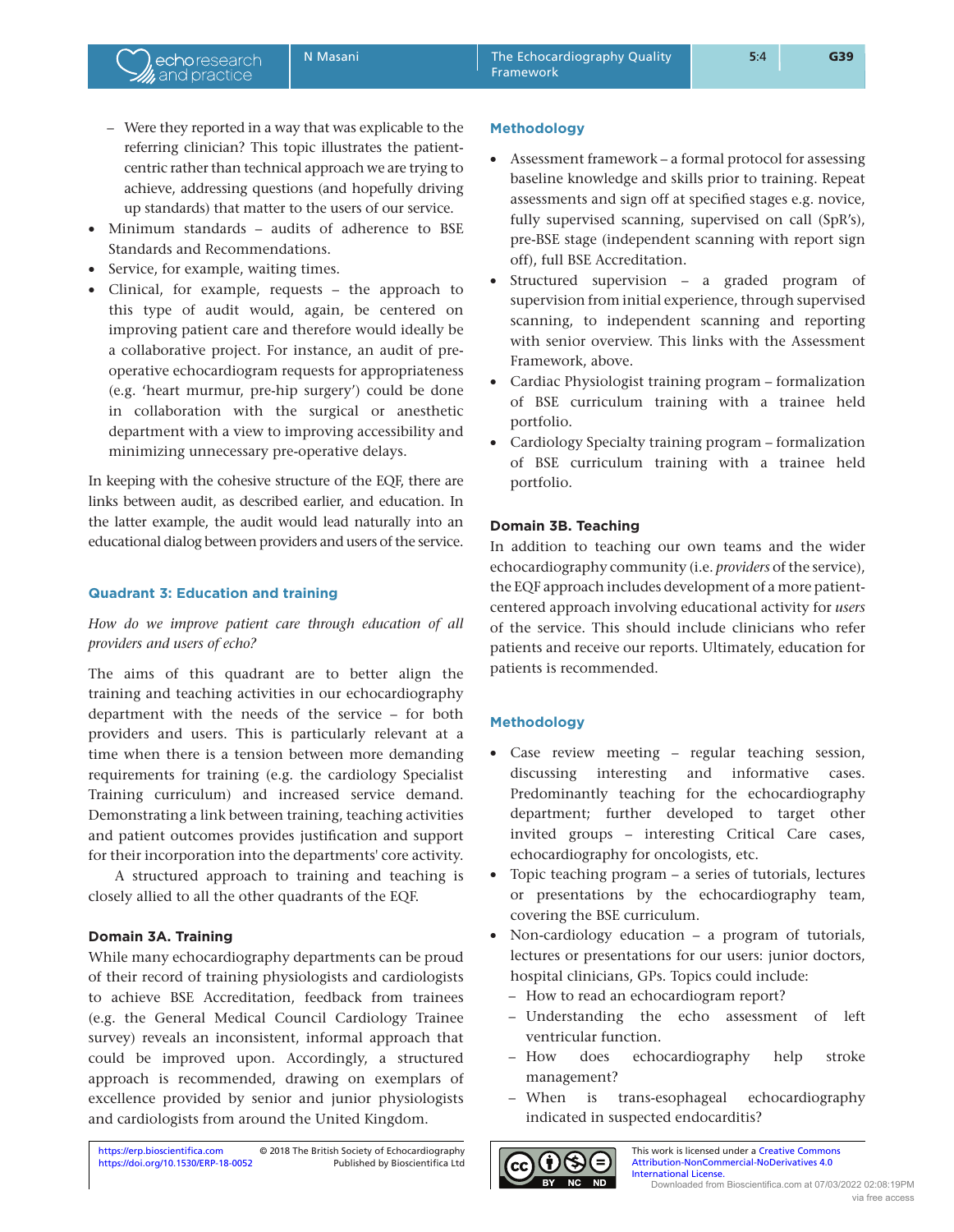- Were they reported in a way that was explicable to the referring clinician? This topic illustrates the patient-centric rather than technical approach we are trying to achieve, addressing questions (and hopefully driving up standards) that matter to the users of our service.
- Minimum standards – audits of adherence to BSE Standards and Recommendations.
- Service, for example, waiting times.
- Clinical, for example, requests – the approach to this type of audit would, again, be centered on improving patient care and therefore would ideally be a collaborative project. For instance, an audit of pre-operative echocardiogram requests for appropriateness (e.g. 'heart murmur, pre-hip surgery') could be done in collaboration with the surgical or anesthetic department with a view to improving accessibility and minimizing unnecessary pre-operative delays.

In keeping with the cohesive structure of the EQF, there are links between audit, as described earlier, and education. In the latter example, the audit would lead naturally into an educational dialog between providers and users of the service.

## Quadrant 3: Education and training

*How do we improve patient care through education of all providers and users of echo?*

The aims of this quadrant are to better align the training and teaching activities in our echocardiography department with the needs of the service – for both providers and users. This is particularly relevant at a time when there is a tension between more demanding requirements for training (e.g. the cardiology Specialist Training curriculum) and increased service demand. Demonstrating a link between training, teaching activities and patient outcomes provides justification and support for their incorporation into the departments' core activity.

A structured approach to training and teaching is closely allied to all the other quadrants of the EQF.

### Domain 3A. Training

While many echocardiography departments can be proud of their record of training physiologists and cardiologists to achieve BSE Accreditation, feedback from trainees (e.g. the General Medical Council Cardiology Trainee survey) reveals an inconsistent, informal approach that could be improved upon. Accordingly, a structured approach is recommended, drawing on exemplars of excellence provided by senior and junior physiologists and cardiologists from around the United Kingdom.

#### Methodology

- Assessment framework – a formal protocol for assessing baseline knowledge and skills prior to training. Repeat assessments and sign off at specified stages e.g. novice, fully supervised scanning, supervised on call (SpR's), pre-BSE stage (independent scanning with report sign off), full BSE Accreditation.
- Structured supervision – a graded program of supervision from initial experience, through supervised scanning, to independent scanning and reporting with senior overview. This links with the Assessment Framework, above.
- Cardiac Physiologist training program – formalization of BSE curriculum training with a trainee held portfolio.
- Cardiology Specialty training program – formalization of BSE curriculum training with a trainee held portfolio.

### Domain 3B. Teaching

In addition to teaching our own teams and the wider echocardiography community (i.e. *providers* of the service), the EQF approach includes development of a more patient-centered approach involving educational activity for *users* of the service. This should include clinicians who refer patients and receive our reports. Ultimately, education for patients is recommended.

#### Methodology

- Case review meeting – regular teaching session, discussing interesting and informative cases. Predominantly teaching for the echocardiography department; further developed to target other invited groups – interesting Critical Care cases, echocardiography for oncologists, etc.
- Topic teaching program – a series of tutorials, lectures or presentations by the echocardiography team, covering the BSE curriculum.
- Non-cardiology education – a program of tutorials, lectures or presentations for our users: junior doctors, hospital clinicians, GPs. Topics could include:
  - How to read an echocardiogram report?
  - Understanding the echo assessment of left ventricular function.
  - How does echocardiography help stroke management?
  - When is trans-esophageal echocardiography indicated in suspected endocarditis?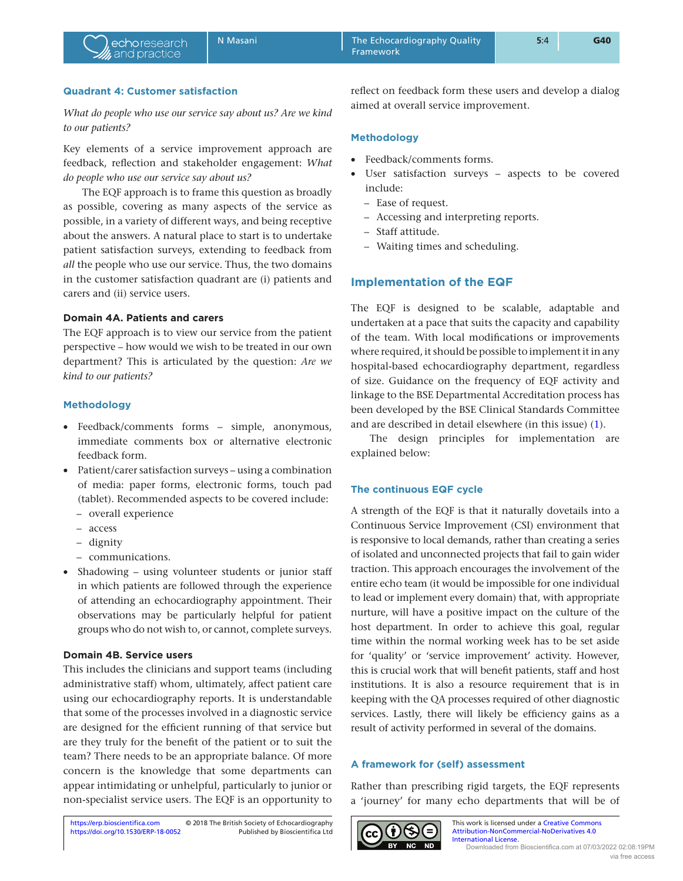### Quadrant 4: Customer satisfaction

*What do people who use our service say about us? Are we kind to our patients?*

Key elements of a service improvement approach are feedback, reflection and stakeholder engagement: *What do people who use our service say about us?*

The EQF approach is to frame this question as broadly as possible, covering as many aspects of the service as possible, in a variety of different ways, and being receptive about the answers. A natural place to start is to undertake patient satisfaction surveys, extending to feedback from *all* the people who use our service. Thus, the two domains in the customer satisfaction quadrant are (i) patients and carers and (ii) service users.

#### Domain 4A. Patients and carers

The EQF approach is to view our service from the patient perspective – how would we wish to be treated in our own department? This is articulated by the question: *Are we kind to our patients?*

#### Methodology

- Feedback/comments forms – simple, anonymous, immediate comments box or alternative electronic feedback form.
- Patient/carer satisfaction surveys – using a combination of media: paper forms, electronic forms, touch pad (tablet). Recommended aspects to be covered include:
  - overall experience
  - access
  - dignity
  - communications.
- Shadowing – using volunteer students or junior staff in which patients are followed through the experience of attending an echocardiography appointment. Their observations may be particularly helpful for patient groups who do not wish to, or cannot, complete surveys.

#### Domain 4B. Service users

This includes the clinicians and support teams (including administrative staff) whom, ultimately, affect patient care using our echocardiography reports. It is understandable that some of the processes involved in a diagnostic service are designed for the efficient running of that service but are they truly for the benefit of the patient or to suit the team? There needs to be an appropriate balance. Of more concern is the knowledge that some departments can appear intimidating or unhelpful, particularly to junior or non-specialist service users. The EQF is an opportunity to reflect on feedback form these users and develop a dialog aimed at overall service improvement.

#### Methodology

- Feedback/comments forms.
- User satisfaction surveys – aspects to be covered include:
  - Ease of request.
  - Accessing and interpreting reports.
  - Staff attitude.
  - Waiting times and scheduling.

## Implementation of the EQF

The EQF is designed to be scalable, adaptable and undertaken at a pace that suits the capacity and capability of the team. With local modifications or improvements where required, it should be possible to implement it in any hospital-based echocardiography department, regardless of size. Guidance on the frequency of EQF activity and linkage to the BSE Departmental Accreditation process has been developed by the BSE Clinical Standards Committee and are described in detail elsewhere (in this issue) (1).

The design principles for implementation are explained below:

### The continuous EQF cycle

A strength of the EQF is that it naturally dovetails into a Continuous Service Improvement (CSI) environment that is responsive to local demands, rather than creating a series of isolated and unconnected projects that fail to gain wider traction. This approach encourages the involvement of the entire echo team (it would be impossible for one individual to lead or implement every domain) that, with appropriate nurture, will have a positive impact on the culture of the host department. In order to achieve this goal, regular time within the normal working week has to be set aside for 'quality' or 'service improvement' activity. However, this is crucial work that will benefit patients, staff and host institutions. It is also a resource requirement that is in keeping with the QA processes required of other diagnostic services. Lastly, there will likely be efficiency gains as a result of activity performed in several of the domains.

### A framework for (self) assessment

Rather than prescribing rigid targets, the EQF represents a 'journey' for many echo departments that will be of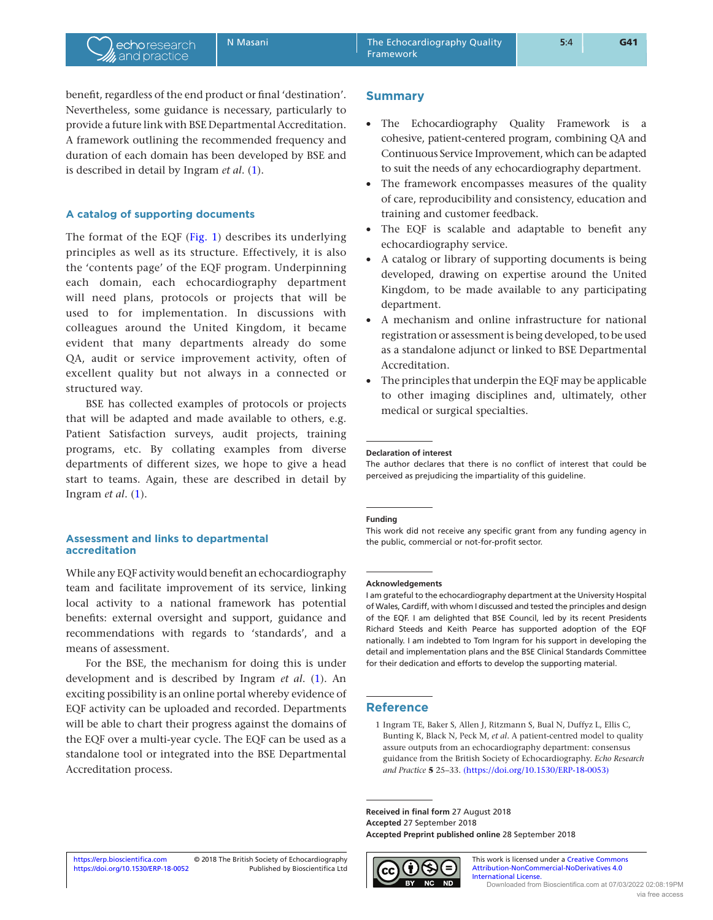benefit, regardless of the end product or final 'destination'. Nevertheless, some guidance is necessary, particularly to provide a future link with BSE Departmental Accreditation. A framework outlining the recommended frequency and duration of each domain has been developed by BSE and is described in detail by Ingram *et al*. (1).

### A catalog of supporting documents

The format of the EQF (Fig. 1) describes its underlying principles as well as its structure. Effectively, it is also the 'contents page' of the EQF program. Underpinning each domain, each echocardiography department will need plans, protocols or projects that will be used to for implementation. In discussions with colleagues around the United Kingdom, it became evident that many departments already do some QA, audit or service improvement activity, often of excellent quality but not always in a connected or structured way.

BSE has collected examples of protocols or projects that will be adapted and made available to others, e.g. Patient Satisfaction surveys, audit projects, training programs, etc. By collating examples from diverse departments of different sizes, we hope to give a head start to teams. Again, these are described in detail by Ingram *et al*. (1).

### Assessment and links to departmental accreditation

While any EQF activity would benefit an echocardiography team and facilitate improvement of its service, linking local activity to a national framework has potential benefits: external oversight and support, guidance and recommendations with regards to 'standards', and a means of assessment.

For the BSE, the mechanism for doing this is under development and is described by Ingram *et al*. (1). An exciting possibility is an online portal whereby evidence of EQF activity can be uploaded and recorded. Departments will be able to chart their progress against the domains of the EQF over a multi-year cycle. The EQF can be used as a standalone tool or integrated into the BSE Departmental Accreditation process.

## Summary

- The Echocardiography Quality Framework is a cohesive, patient-centered program, combining QA and Continuous Service Improvement, which can be adapted to suit the needs of any echocardiography department.
- The framework encompasses measures of the quality of care, reproducibility and consistency, education and training and customer feedback.
- The EQF is scalable and adaptable to benefit any echocardiography service.
- A catalog or library of supporting documents is being developed, drawing on expertise around the United Kingdom, to be made available to any participating department.
- A mechanism and online infrastructure for national registration or assessment is being developed, to be used as a standalone adjunct or linked to BSE Departmental Accreditation.
- The principles that underpin the EQF may be applicable to other imaging disciplines and, ultimately, other medical or surgical specialties.

#### Declaration of interest

The author declares that there is no conflict of interest that could be perceived as prejudicing the impartiality of this guideline.

#### Funding

This work did not receive any specific grant from any funding agency in the public, commercial or not-for-profit sector.

#### Acknowledgements

I am grateful to the echocardiography department at the University Hospital of Wales, Cardiff, with whom I discussed and tested the principles and design of the EQF. I am delighted that BSE Council, led by its recent Presidents Richard Steeds and Keith Pearce has supported adoption of the EQF nationally. I am indebted to Tom Ingram for his support in developing the detail and implementation plans and the BSE Clinical Standards Committee for their dedication and efforts to develop the supporting material.

## Reference

1 Ingram TE, Baker S, Allen J, Ritzmann S, Bual N, Duffyz L, Ellis C, Bunting K, Black N, Peck M, *et al*. A patient-centred model to quality assure outputs from an echocardiography department: consensus guidance from the British Society of Echocardiography. *Echo Research and Practice* **5** 25–33. (https://doi.org/10.1530/ERP-18-0053)

**Received in final form** 27 August 2018
**Accepted** 27 September 2018
**Accepted Preprint published online** 28 September 2018

https://erp.bioscientifica.com
https://doi.org/10.1530/ERP-18-0052
© 2018 The British Society of Echocardiography
Published by Bioscientifica Ltd

This work is licensed under a Creative Commons Attribution-NonCommercial-NoDerivatives 4.0 International License.